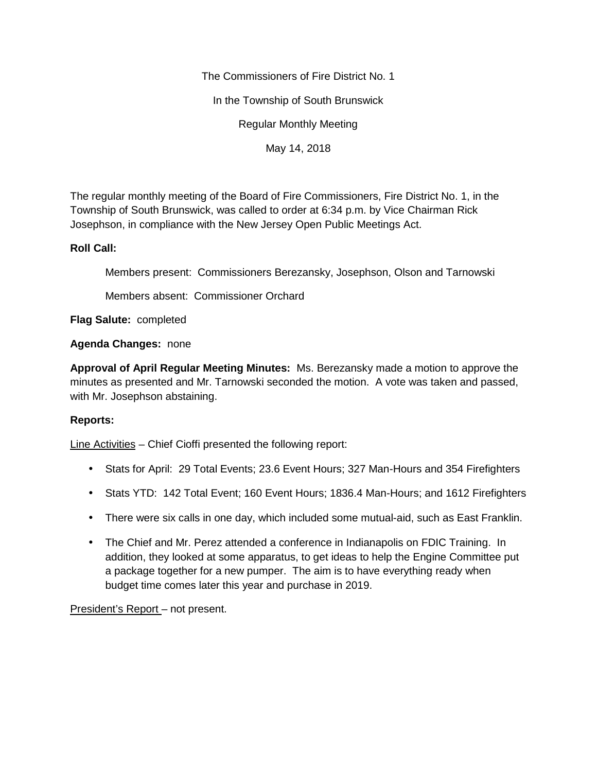The Commissioners of Fire District No. 1

In the Township of South Brunswick

Regular Monthly Meeting

May 14, 2018

The regular monthly meeting of the Board of Fire Commissioners, Fire District No. 1, in the Township of South Brunswick, was called to order at 6:34 p.m. by Vice Chairman Rick Josephson, in compliance with the New Jersey Open Public Meetings Act.

**Roll Call:**

Members present: Commissioners Berezansky, Josephson, Olson and Tarnowski

Members absent: Commissioner Orchard

**Flag Salute:** completed

**Agenda Changes:** none

**Approval of April Regular Meeting Minutes:** Ms. Berezansky made a motion to approve the minutes as presented and Mr. Tarnowski seconded the motion. A vote was taken and passed, with Mr. Josephson abstaining.

**Reports:**

Line Activities – Chief Cioffi presented the following report:

- Stats for April: 29 Total Events; 23.6 Event Hours; 327 Man-Hours and 354 Firefighters
- Stats YTD: 142 Total Event; 160 Event Hours; 1836.4 Man-Hours; and 1612 Firefighters
- There were six calls in one day, which included some mutual-aid, such as East Franklin.
- The Chief and Mr. Perez attended a conference in Indianapolis on FDIC Training. In addition, they looked at some apparatus, to get ideas to help the Engine Committee put a package together for a new pumper. The aim is to have everything ready when budget time comes later this year and purchase in 2019.

President's Report – not present.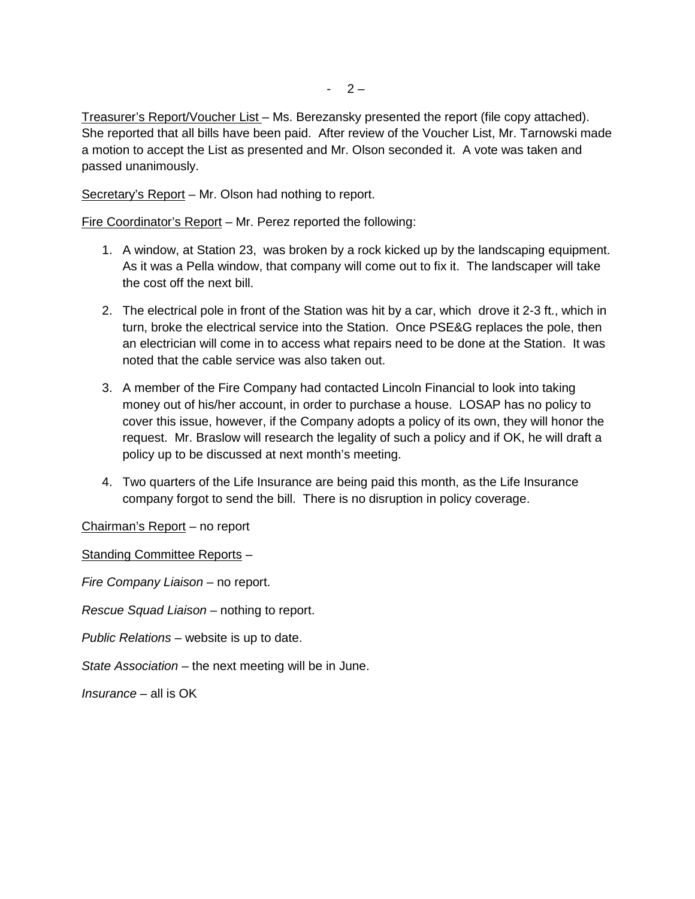Treasurer's Report/Voucher List – Ms. Berezansky presented the report (file copy attached). She reported that all bills have been paid. After review of the Voucher List, Mr. Tarnowski made a motion to accept the List as presented and Mr. Olson seconded it. A vote was taken and passed unanimously.

Secretary's Report – Mr. Olson had nothing to report.

Fire Coordinator's Report – Mr. Perez reported the following:

1. A window, at Station 23, was broken by a rock kicked up by the landscaping equipment. As it was a Pella window, that company will come out to fix it. The landscaper will take the cost off the next bill.
2. The electrical pole in front of the Station was hit by a car, which drove it 2-3 ft., which in turn, broke the electrical service into the Station. Once PSE&G replaces the pole, then an electrician will come in to access what repairs need to be done at the Station. It was noted that the cable service was also taken out.
3. A member of the Fire Company had contacted Lincoln Financial to look into taking money out of his/her account, in order to purchase a house. LOSAP has no policy to cover this issue, however, if the Company adopts a policy of its own, they will honor the request. Mr. Braslow will research the legality of such a policy and if OK, he will draft a policy up to be discussed at next month's meeting.
4. Two quarters of the Life Insurance are being paid this month, as the Life Insurance company forgot to send the bill. There is no disruption in policy coverage.

Chairman's Report – no report

Standing Committee Reports –

*Fire Company Liaison* – no report.

*Rescue Squad Liaison* – nothing to report.

*Public Relations* – website is up to date.

*State Association* – the next meeting will be in June.

*Insurance* – all is OK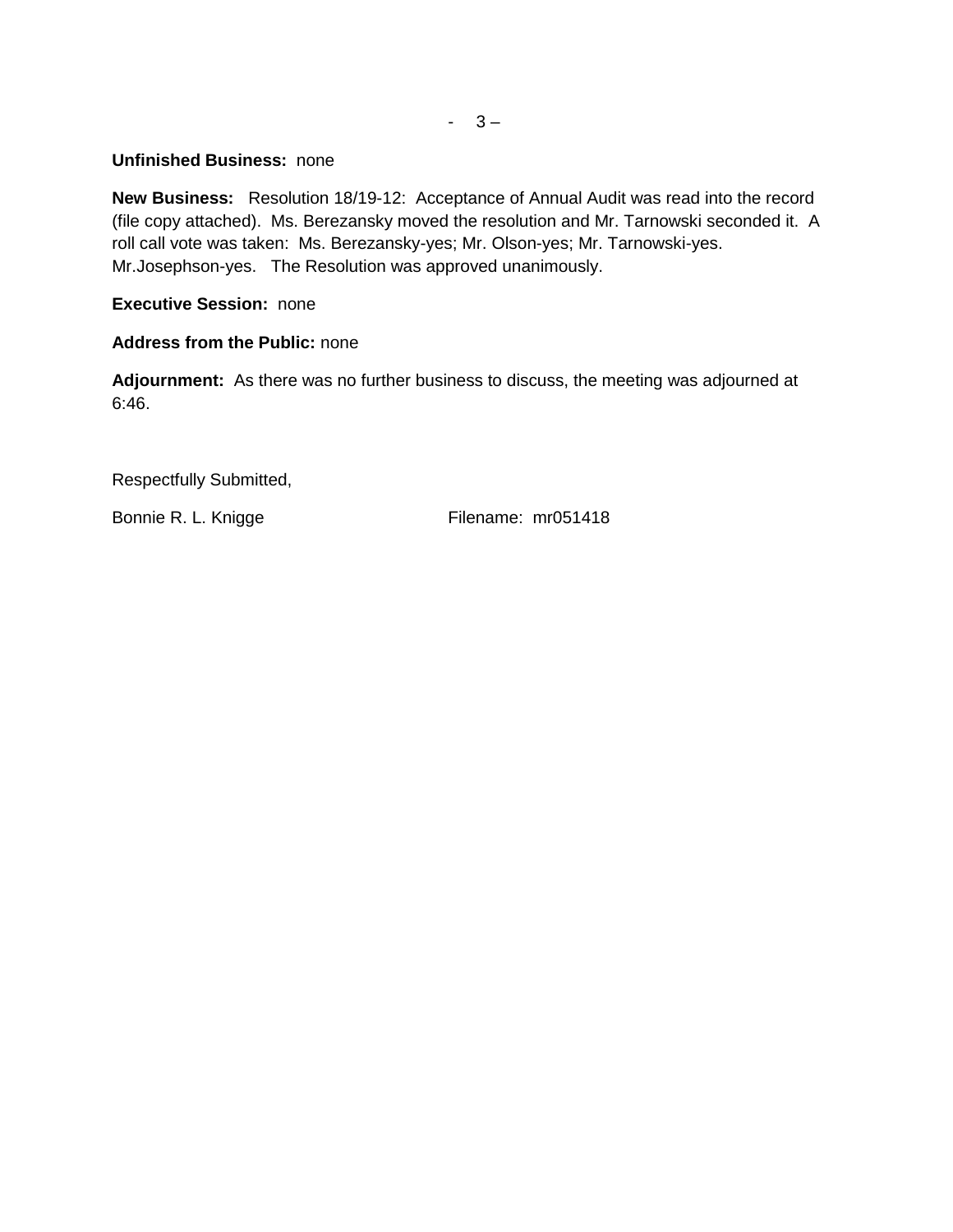**Unfinished Business:** none

**New Business:** Resolution 18/19-12: Acceptance of Annual Audit was read into the record (file copy attached). Ms. Berezansky moved the resolution and Mr. Tarnowski seconded it. A roll call vote was taken: Ms. Berezansky-yes; Mr. Olson-yes; Mr. Tarnowski-yes. Mr.Josephson-yes. The Resolution was approved unanimously.

**Executive Session:** none

**Address from the Public:** none

**Adjournment:** As there was no further business to discuss, the meeting was adjourned at 6:46.

Respectfully Submitted,

Bonnie R. L. Knigge Filename: mr051418